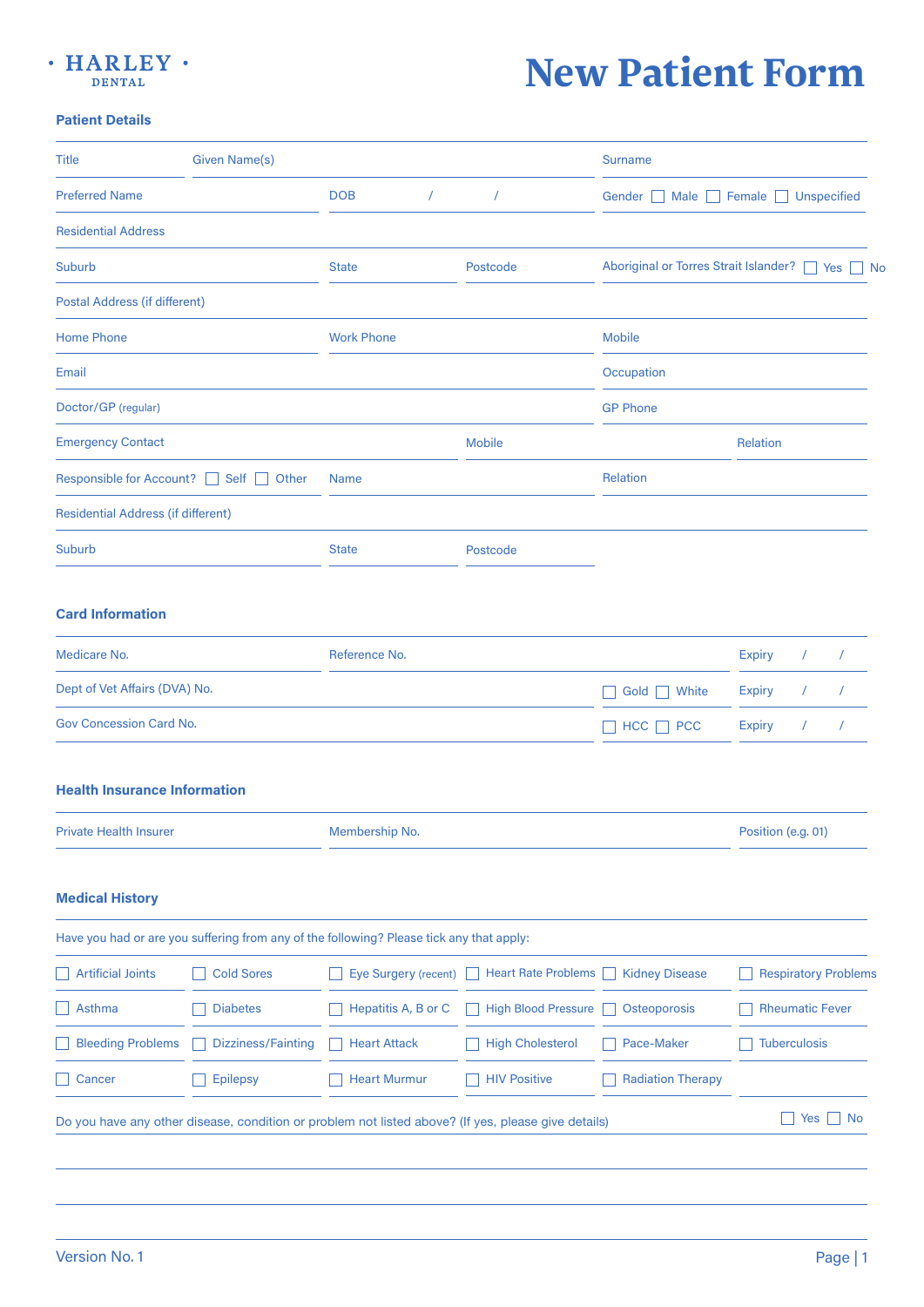HARLEY
DENTAL

# New Patient Form

## Patient Details

Title | Given Name(s) | Surname

Preferred Name | DOB / / | Gender ☐ Male ☐ Female ☐ Unspecified

Residential Address

Suburb | State | Postcode | Aboriginal or Torres Strait Islander? ☐ Yes ☐ No

Postal Address (if different)

Home Phone | Work Phone | Mobile

Email | Occupation

Doctor/GP (regular) | GP Phone

Emergency Contact | Mobile | Relation

Responsible for Account? ☐ Self ☐ Other | Name | Relation

Residential Address (if different)

Suburb | State | Postcode

## Card Information

Medicare No. | Reference No. | Expiry / /

Dept of Vet Affairs (DVA) No. | ☐ Gold ☐ White | Expiry / /

Gov Concession Card No. | ☐ HCC ☐ PCC | Expiry / /

## Health Insurance Information

Private Health Insurer | Membership No. | Position (e.g. 01)

## Medical History

Have you had or are you suffering from any of the following? Please tick any that apply:

| | | | | | |
|---|---|---|---|---|---|
| ☐ Artificial Joints | ☐ Cold Sores | ☐ Eye Surgery (recent) | ☐ Heart Rate Problems | ☐ Kidney Disease | ☐ Respiratory Problems |
| ☐ Asthma | ☐ Diabetes | ☐ Hepatitis A, B or C | ☐ High Blood Pressure | ☐ Osteoporosis | ☐ Rheumatic Fever |
| ☐ Bleeding Problems | ☐ Dizziness/Fainting | ☐ Heart Attack | ☐ High Cholesterol | ☐ Pace-Maker | ☐ Tuberculosis |
| ☐ Cancer | ☐ Epilepsy | ☐ Heart Murmur | ☐ HIV Positive | ☐ Radiation Therapy | |

Do you have any other disease, condition or problem not listed above? (If yes, please give details) ☐ Yes ☐ No

Version No. 1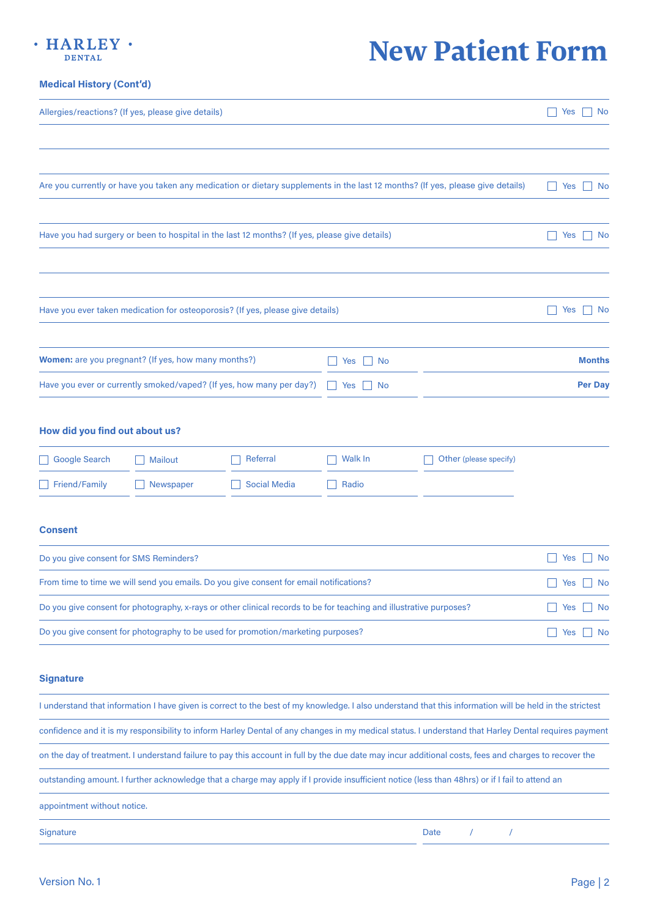HARLEY DENTAL

# New Patient Form

## Medical History (Cont'd)

Allergies/reactions? (If yes, please give details) ☐ Yes ☐ No

Are you currently or have you taken any medication or dietary supplements in the last 12 months? (If yes, please give details) ☐ Yes ☐ No

Have you had surgery or been to hospital in the last 12 months? (If yes, please give details) ☐ Yes ☐ No

Have you ever taken medication for osteoporosis? (If yes, please give details) ☐ Yes ☐ No

**Women:** are you pregnant? (If yes, how many months?) ☐ Yes ☐ No **Months**

Have you ever or currently smoked/vaped? (If yes, how many per day?) ☐ Yes ☐ No **Per Day**

## How did you find out about us?

| | | | | |
|---|---|---|---|---|
| ☐ Google Search | ☐ Mailout | ☐ Referral | ☐ Walk In | ☐ Other (please specify) |
| ☐ Friend/Family | ☐ Newspaper | ☐ Social Media | ☐ Radio | |

## Consent

Do you give consent for SMS Reminders? ☐ Yes ☐ No

From time to time we will send you emails. Do you give consent for email notifications? ☐ Yes ☐ No

Do you give consent for photography, x-rays or other clinical records to be for teaching and illustrative purposes? ☐ Yes ☐ No

Do you give consent for photography to be used for promotion/marketing purposes? ☐ Yes ☐ No

## Signature

I understand that information I have given is correct to the best of my knowledge. I also understand that this information will be held in the strictest confidence and it is my responsibility to inform Harley Dental of any changes in my medical status. I understand that Harley Dental requires payment on the day of treatment. I understand failure to pay this account in full by the due date may incur additional costs, fees and charges to recover the outstanding amount. I further acknowledge that a charge may apply if I provide insufficient notice (less than 48hrs) or if I fail to attend an appointment without notice.

Signature Date / /

Version No. 1